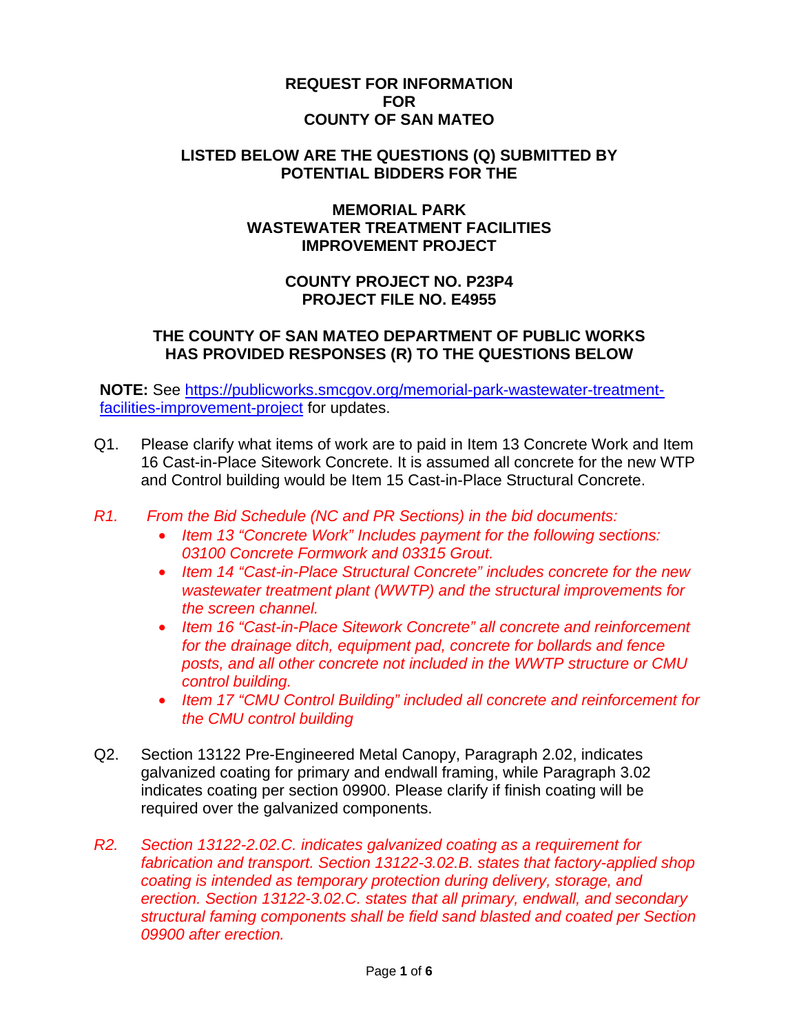**REQUEST FOR INFORMATION**
**FOR**
**COUNTY OF SAN MATEO**

**LISTED BELOW ARE THE QUESTIONS (Q) SUBMITTED BY POTENTIAL BIDDERS FOR THE**

**MEMORIAL PARK**
**WASTEWATER TREATMENT FACILITIES**
**IMPROVEMENT PROJECT**

**COUNTY PROJECT NO. P23P4**
**PROJECT FILE NO. E4955**

**THE COUNTY OF SAN MATEO DEPARTMENT OF PUBLIC WORKS HAS PROVIDED RESPONSES (R) TO THE QUESTIONS BELOW**

**NOTE:** See [https://publicworks.smcgov.org/memorial-park-wastewater-treatment-facilities-improvement-project](https://publicworks.smcgov.org/memorial-park-wastewater-treatment-facilities-improvement-project) for updates.

Q1. Please clarify what items of work are to paid in Item 13 Concrete Work and Item 16 Cast-in-Place Sitework Concrete. It is assumed all concrete for the new WTP and Control building would be Item 15 Cast-in-Place Structural Concrete.

*R1. From the Bid Schedule (NC and PR Sections) in the bid documents:*

- *Item 13 "Concrete Work" Includes payment for the following sections: 03100 Concrete Formwork and 03315 Grout.*
- *Item 14 "Cast-in-Place Structural Concrete" includes concrete for the new wastewater treatment plant (WWTP) and the structural improvements for the screen channel.*
- *Item 16 "Cast-in-Place Sitework Concrete" all concrete and reinforcement for the drainage ditch, equipment pad, concrete for bollards and fence posts, and all other concrete not included in the WWTP structure or CMU control building.*
- *Item 17 "CMU Control Building" included all concrete and reinforcement for the CMU control building*

Q2. Section 13122 Pre-Engineered Metal Canopy, Paragraph 2.02, indicates galvanized coating for primary and endwall framing, while Paragraph 3.02 indicates coating per section 09900. Please clarify if finish coating will be required over the galvanized components.

*R2. Section 13122-2.02.C. indicates galvanized coating as a requirement for fabrication and transport. Section 13122-3.02.B. states that factory-applied shop coating is intended as temporary protection during delivery, storage, and erection. Section 13122-3.02.C. states that all primary, endwall, and secondary structural faming components shall be field sand blasted and coated per Section 09900 after erection.*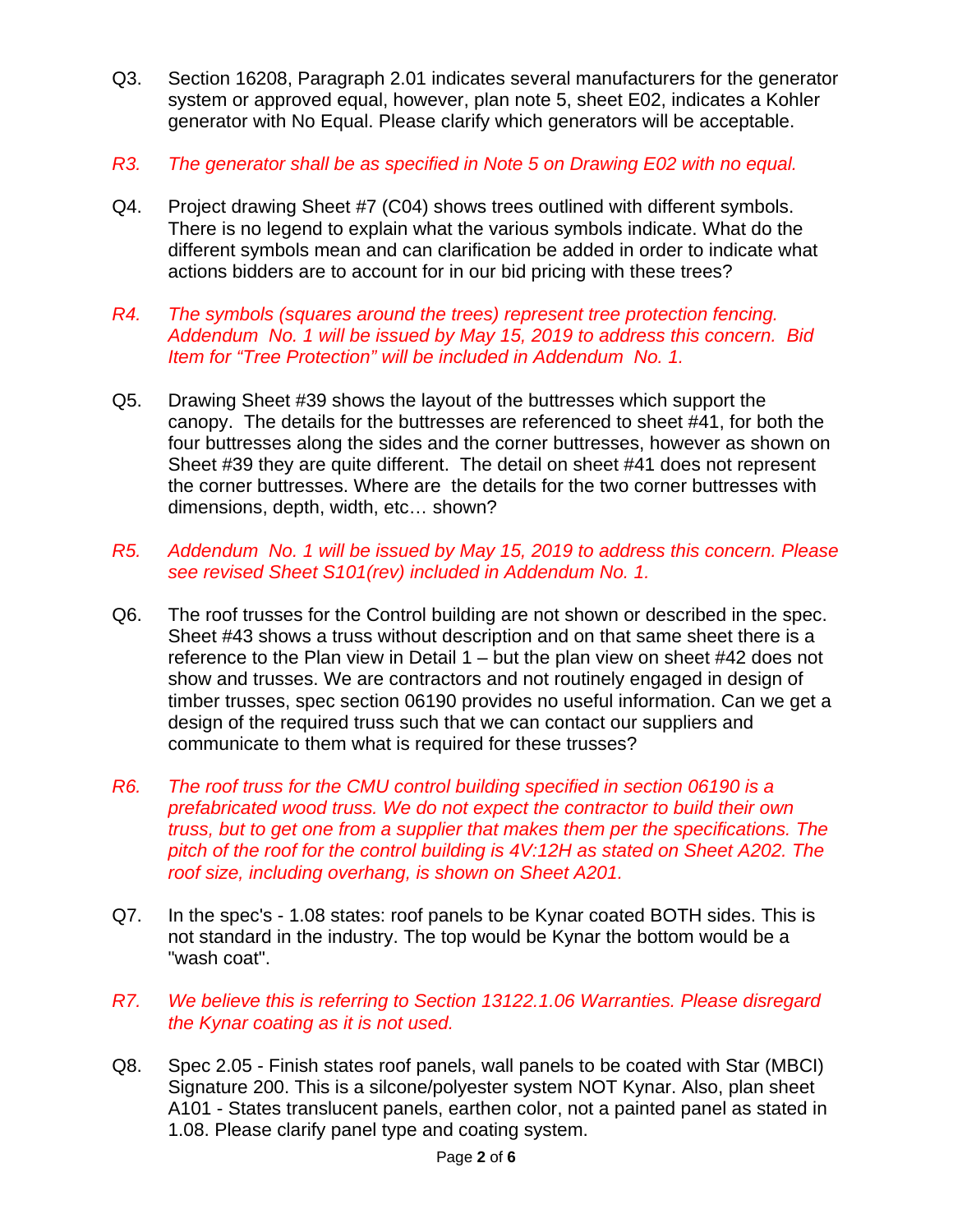Q3. Section 16208, Paragraph 2.01 indicates several manufacturers for the generator system or approved equal, however, plan note 5, sheet E02, indicates a Kohler generator with No Equal. Please clarify which generators will be acceptable.

*R3. The generator shall be as specified in Note 5 on Drawing E02 with no equal.*

Q4. Project drawing Sheet #7 (C04) shows trees outlined with different symbols. There is no legend to explain what the various symbols indicate. What do the different symbols mean and can clarification be added in order to indicate what actions bidders are to account for in our bid pricing with these trees?

*R4. The symbols (squares around the trees) represent tree protection fencing. Addendum No. 1 will be issued by May 15, 2019 to address this concern. Bid Item for "Tree Protection" will be included in Addendum No. 1.*

Q5. Drawing Sheet #39 shows the layout of the buttresses which support the canopy. The details for the buttresses are referenced to sheet #41, for both the four buttresses along the sides and the corner buttresses, however as shown on Sheet #39 they are quite different. The detail on sheet #41 does not represent the corner buttresses. Where are the details for the two corner buttresses with dimensions, depth, width, etc… shown?

*R5. Addendum No. 1 will be issued by May 15, 2019 to address this concern. Please see revised Sheet S101(rev) included in Addendum No. 1.*

Q6. The roof trusses for the Control building are not shown or described in the spec. Sheet #43 shows a truss without description and on that same sheet there is a reference to the Plan view in Detail 1 – but the plan view on sheet #42 does not show and trusses. We are contractors and not routinely engaged in design of timber trusses, spec section 06190 provides no useful information. Can we get a design of the required truss such that we can contact our suppliers and communicate to them what is required for these trusses?

*R6. The roof truss for the CMU control building specified in section 06190 is a prefabricated wood truss. We do not expect the contractor to build their own truss, but to get one from a supplier that makes them per the specifications. The pitch of the roof for the control building is 4V:12H as stated on Sheet A202. The roof size, including overhang, is shown on Sheet A201.*

Q7. In the spec's - 1.08 states: roof panels to be Kynar coated BOTH sides. This is not standard in the industry. The top would be Kynar the bottom would be a "wash coat".

*R7. We believe this is referring to Section 13122.1.06 Warranties. Please disregard the Kynar coating as it is not used.*

Q8. Spec 2.05 - Finish states roof panels, wall panels to be coated with Star (MBCI) Signature 200. This is a silcone/polyester system NOT Kynar. Also, plan sheet A101 - States translucent panels, earthen color, not a painted panel as stated in 1.08. Please clarify panel type and coating system.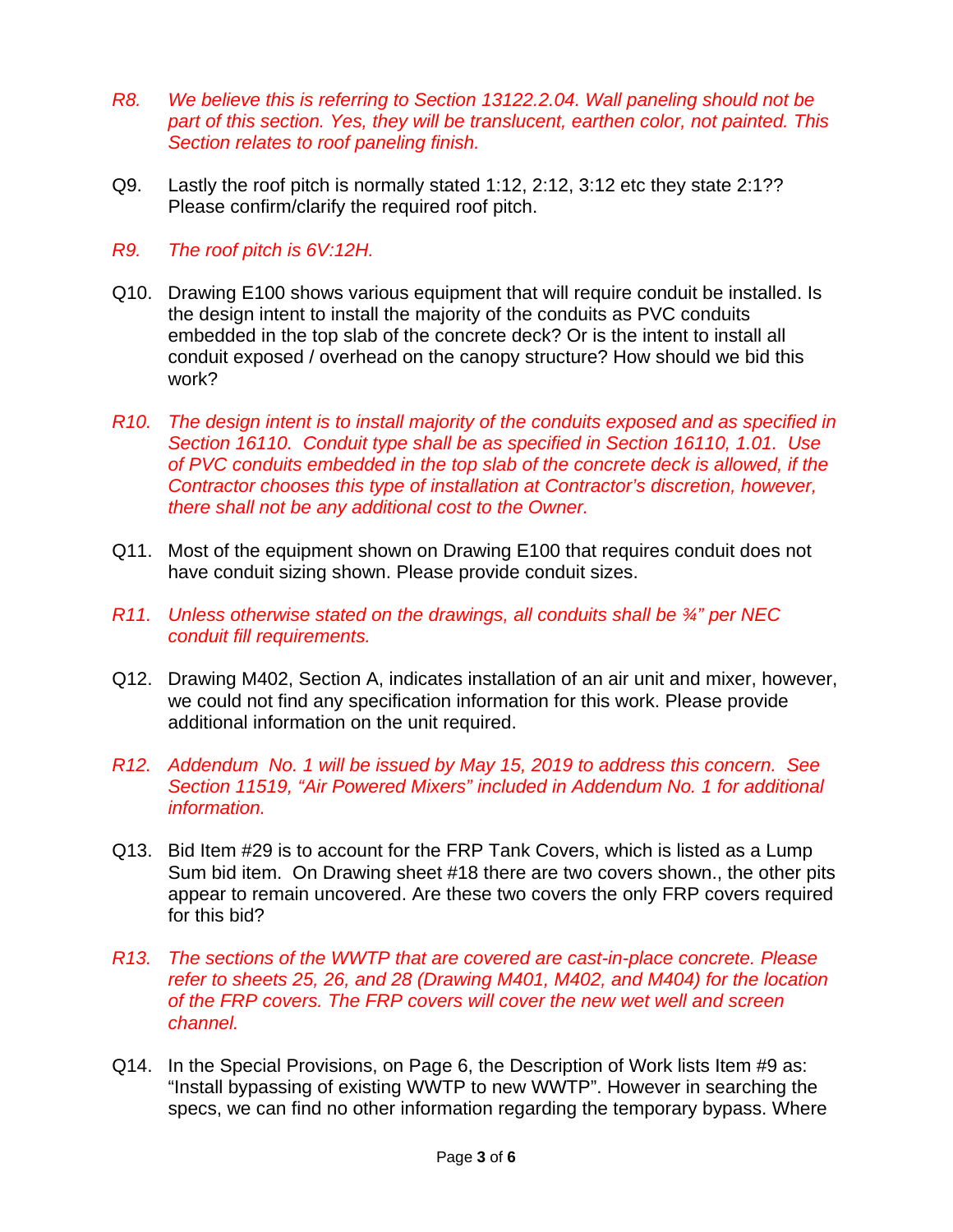*R8. We believe this is referring to Section 13122.2.04. Wall paneling should not be part of this section. Yes, they will be translucent, earthen color, not painted. This Section relates to roof paneling finish.*

Q9. Lastly the roof pitch is normally stated 1:12, 2:12, 3:12 etc they state 2:1?? Please confirm/clarify the required roof pitch.

*R9. The roof pitch is 6V:12H.*

Q10. Drawing E100 shows various equipment that will require conduit be installed. Is the design intent to install the majority of the conduits as PVC conduits embedded in the top slab of the concrete deck? Or is the intent to install all conduit exposed / overhead on the canopy structure? How should we bid this work?

*R10. The design intent is to install majority of the conduits exposed and as specified in Section 16110. Conduit type shall be as specified in Section 16110, 1.01. Use of PVC conduits embedded in the top slab of the concrete deck is allowed, if the Contractor chooses this type of installation at Contractor's discretion, however, there shall not be any additional cost to the Owner.*

Q11. Most of the equipment shown on Drawing E100 that requires conduit does not have conduit sizing shown. Please provide conduit sizes.

*R11. Unless otherwise stated on the drawings, all conduits shall be ¾" per NEC conduit fill requirements.*

Q12. Drawing M402, Section A, indicates installation of an air unit and mixer, however, we could not find any specification information for this work. Please provide additional information on the unit required.

*R12. Addendum No. 1 will be issued by May 15, 2019 to address this concern. See Section 11519, "Air Powered Mixers" included in Addendum No. 1 for additional information.*

Q13. Bid Item #29 is to account for the FRP Tank Covers, which is listed as a Lump Sum bid item. On Drawing sheet #18 there are two covers shown., the other pits appear to remain uncovered. Are these two covers the only FRP covers required for this bid?

*R13. The sections of the WWTP that are covered are cast-in-place concrete. Please refer to sheets 25, 26, and 28 (Drawing M401, M402, and M404) for the location of the FRP covers. The FRP covers will cover the new wet well and screen channel.*

Q14. In the Special Provisions, on Page 6, the Description of Work lists Item #9 as: "Install bypassing of existing WWTP to new WWTP". However in searching the specs, we can find no other information regarding the temporary bypass. Where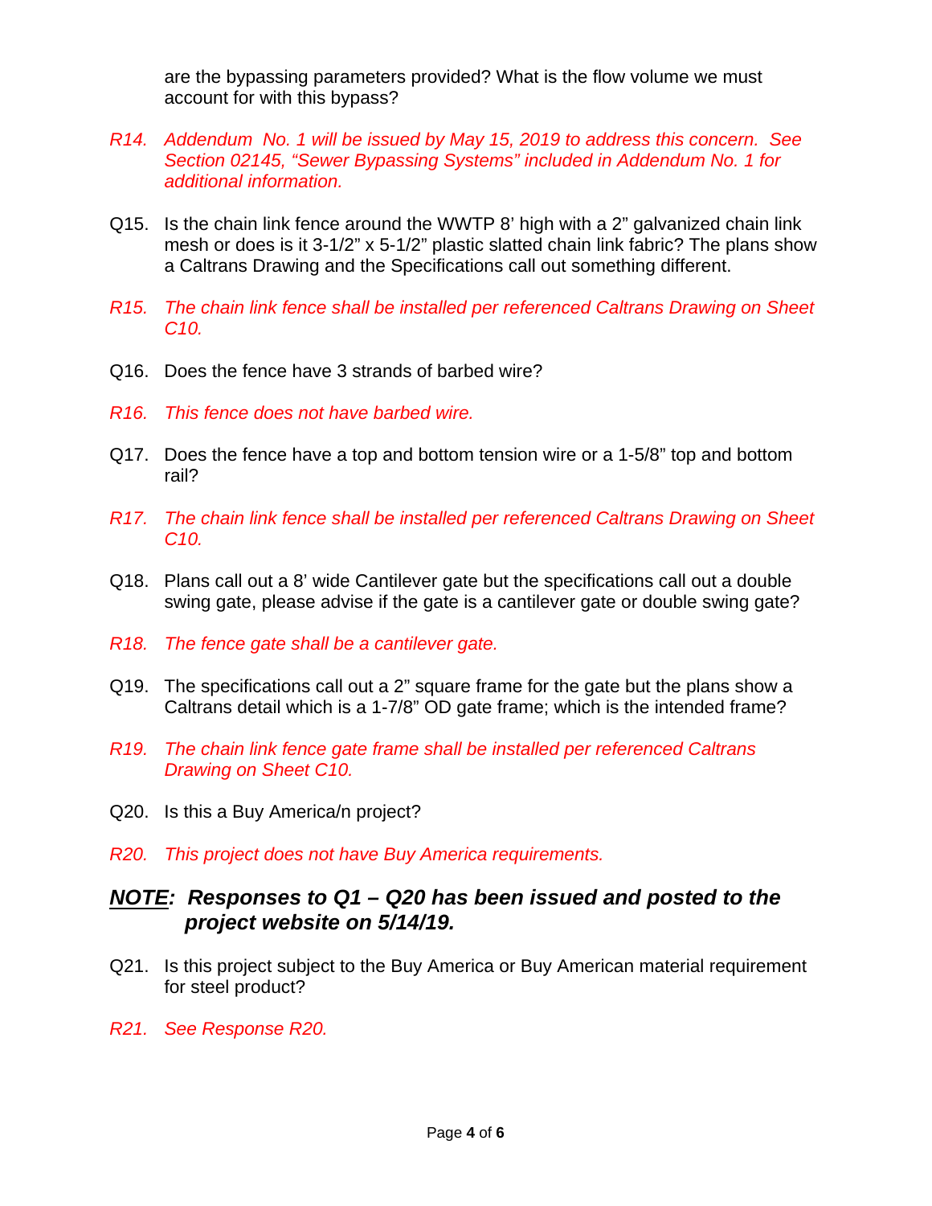are the bypassing parameters provided? What is the flow volume we must account for with this bypass?

*R14. Addendum No. 1 will be issued by May 15, 2019 to address this concern. See Section 02145, "Sewer Bypassing Systems" included in Addendum No. 1 for additional information.*

Q15. Is the chain link fence around the WWTP 8' high with a 2" galvanized chain link mesh or does is it 3-1/2" x 5-1/2" plastic slatted chain link fabric? The plans show a Caltrans Drawing and the Specifications call out something different.

*R15. The chain link fence shall be installed per referenced Caltrans Drawing on Sheet C10.*

Q16. Does the fence have 3 strands of barbed wire?

*R16. This fence does not have barbed wire.*

Q17. Does the fence have a top and bottom tension wire or a 1-5/8" top and bottom rail?

*R17. The chain link fence shall be installed per referenced Caltrans Drawing on Sheet C10.*

Q18. Plans call out a 8' wide Cantilever gate but the specifications call out a double swing gate, please advise if the gate is a cantilever gate or double swing gate?

*R18. The fence gate shall be a cantilever gate.*

Q19. The specifications call out a 2" square frame for the gate but the plans show a Caltrans detail which is a 1-7/8" OD gate frame; which is the intended frame?

*R19. The chain link fence gate frame shall be installed per referenced Caltrans Drawing on Sheet C10.*

Q20. Is this a Buy America/n project?

*R20. This project does not have Buy America requirements.*

***<u>NOTE</u>: Responses to Q1 – Q20 has been issued and posted to the project website on 5/14/19.***

Q21. Is this project subject to the Buy America or Buy American material requirement for steel product?

*R21. See Response R20.*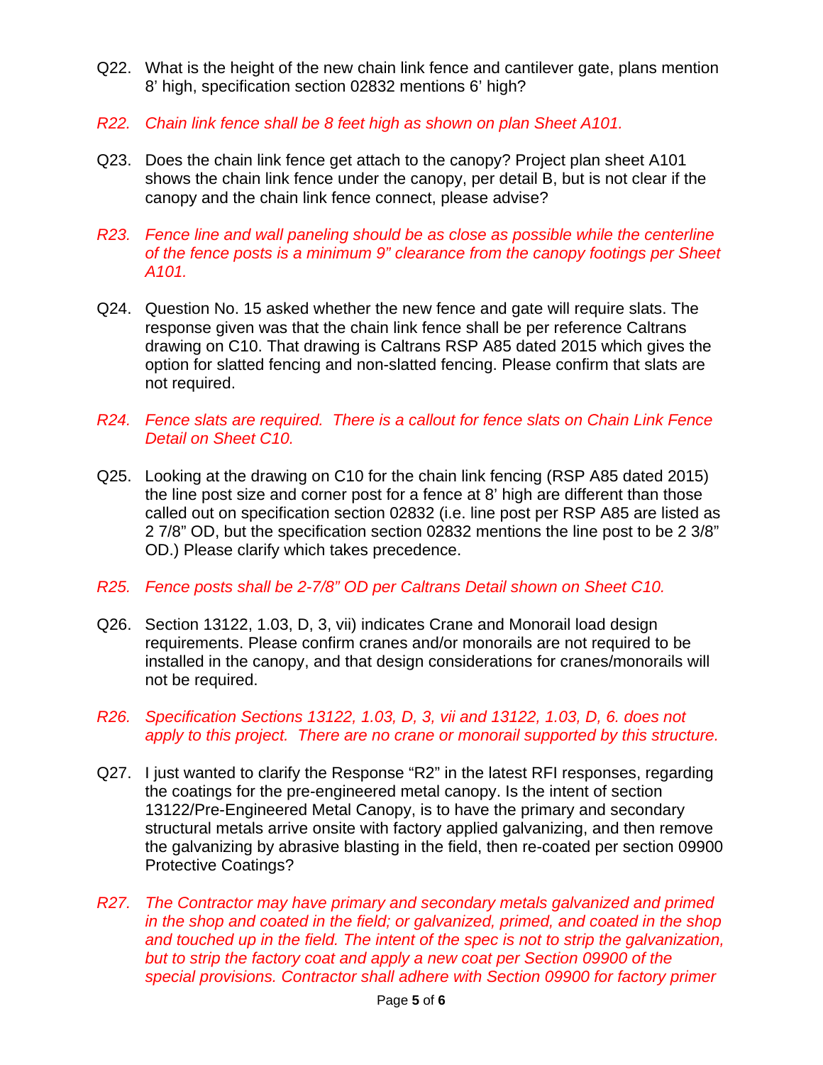Q22. What is the height of the new chain link fence and cantilever gate, plans mention 8' high, specification section 02832 mentions 6' high?

*R22. Chain link fence shall be 8 feet high as shown on plan Sheet A101.*

Q23. Does the chain link fence get attach to the canopy? Project plan sheet A101 shows the chain link fence under the canopy, per detail B, but is not clear if the canopy and the chain link fence connect, please advise?

*R23. Fence line and wall paneling should be as close as possible while the centerline of the fence posts is a minimum 9" clearance from the canopy footings per Sheet A101.*

Q24. Question No. 15 asked whether the new fence and gate will require slats. The response given was that the chain link fence shall be per reference Caltrans drawing on C10. That drawing is Caltrans RSP A85 dated 2015 which gives the option for slatted fencing and non-slatted fencing. Please confirm that slats are not required.

*R24. Fence slats are required. There is a callout for fence slats on Chain Link Fence Detail on Sheet C10.*

Q25. Looking at the drawing on C10 for the chain link fencing (RSP A85 dated 2015) the line post size and corner post for a fence at 8' high are different than those called out on specification section 02832 (i.e. line post per RSP A85 are listed as 2 7/8" OD, but the specification section 02832 mentions the line post to be 2 3/8" OD.) Please clarify which takes precedence.

*R25. Fence posts shall be 2-7/8" OD per Caltrans Detail shown on Sheet C10.*

Q26. Section 13122, 1.03, D, 3, vii) indicates Crane and Monorail load design requirements. Please confirm cranes and/or monorails are not required to be installed in the canopy, and that design considerations for cranes/monorails will not be required.

*R26. Specification Sections 13122, 1.03, D, 3, vii and 13122, 1.03, D, 6. does not apply to this project. There are no crane or monorail supported by this structure.*

Q27. I just wanted to clarify the Response "R2" in the latest RFI responses, regarding the coatings for the pre-engineered metal canopy. Is the intent of section 13122/Pre-Engineered Metal Canopy, is to have the primary and secondary structural metals arrive onsite with factory applied galvanizing, and then remove the galvanizing by abrasive blasting in the field, then re-coated per section 09900 Protective Coatings?

*R27. The Contractor may have primary and secondary metals galvanized and primed in the shop and coated in the field; or galvanized, primed, and coated in the shop and touched up in the field. The intent of the spec is not to strip the galvanization, but to strip the factory coat and apply a new coat per Section 09900 of the special provisions. Contractor shall adhere with Section 09900 for factory primer*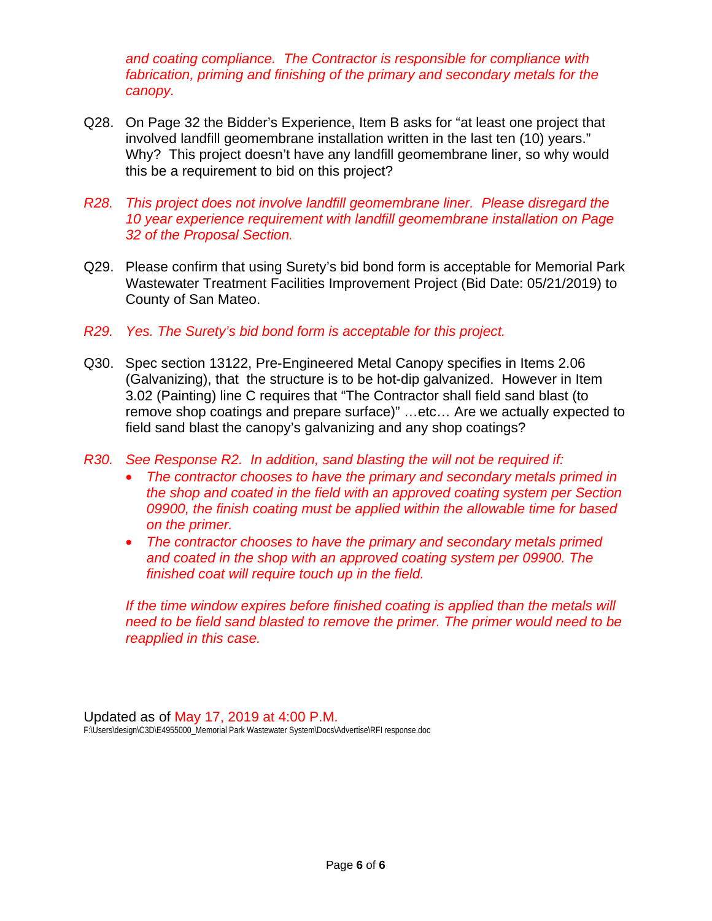*and coating compliance. The Contractor is responsible for compliance with fabrication, priming and finishing of the primary and secondary metals for the canopy.*

Q28. On Page 32 the Bidder's Experience, Item B asks for "at least one project that involved landfill geomembrane installation written in the last ten (10) years." Why? This project doesn't have any landfill geomembrane liner, so why would this be a requirement to bid on this project?

*R28. This project does not involve landfill geomembrane liner. Please disregard the 10 year experience requirement with landfill geomembrane installation on Page 32 of the Proposal Section.*

Q29. Please confirm that using Surety's bid bond form is acceptable for Memorial Park Wastewater Treatment Facilities Improvement Project (Bid Date: 05/21/2019) to County of San Mateo.

*R29. Yes. The Surety's bid bond form is acceptable for this project.*

Q30. Spec section 13122, Pre-Engineered Metal Canopy specifies in Items 2.06 (Galvanizing), that the structure is to be hot-dip galvanized. However in Item 3.02 (Painting) line C requires that "The Contractor shall field sand blast (to remove shop coatings and prepare surface)" …etc… Are we actually expected to field sand blast the canopy's galvanizing and any shop coatings?

*R30. See Response R2. In addition, sand blasting the will not be required if:*

- *The contractor chooses to have the primary and secondary metals primed in the shop and coated in the field with an approved coating system per Section 09900, the finish coating must be applied within the allowable time for based on the primer.*
- *The contractor chooses to have the primary and secondary metals primed and coated in the shop with an approved coating system per 09900. The finished coat will require touch up in the field.*

*If the time window expires before finished coating is applied than the metals will need to be field sand blasted to remove the primer. The primer would need to be reapplied in this case.*

Updated as of May 17, 2019 at 4:00 P.M.

F:\Users\design\C3D\E4955000_Memorial Park Wastewater System\Docs\Advertise\RFI response.doc